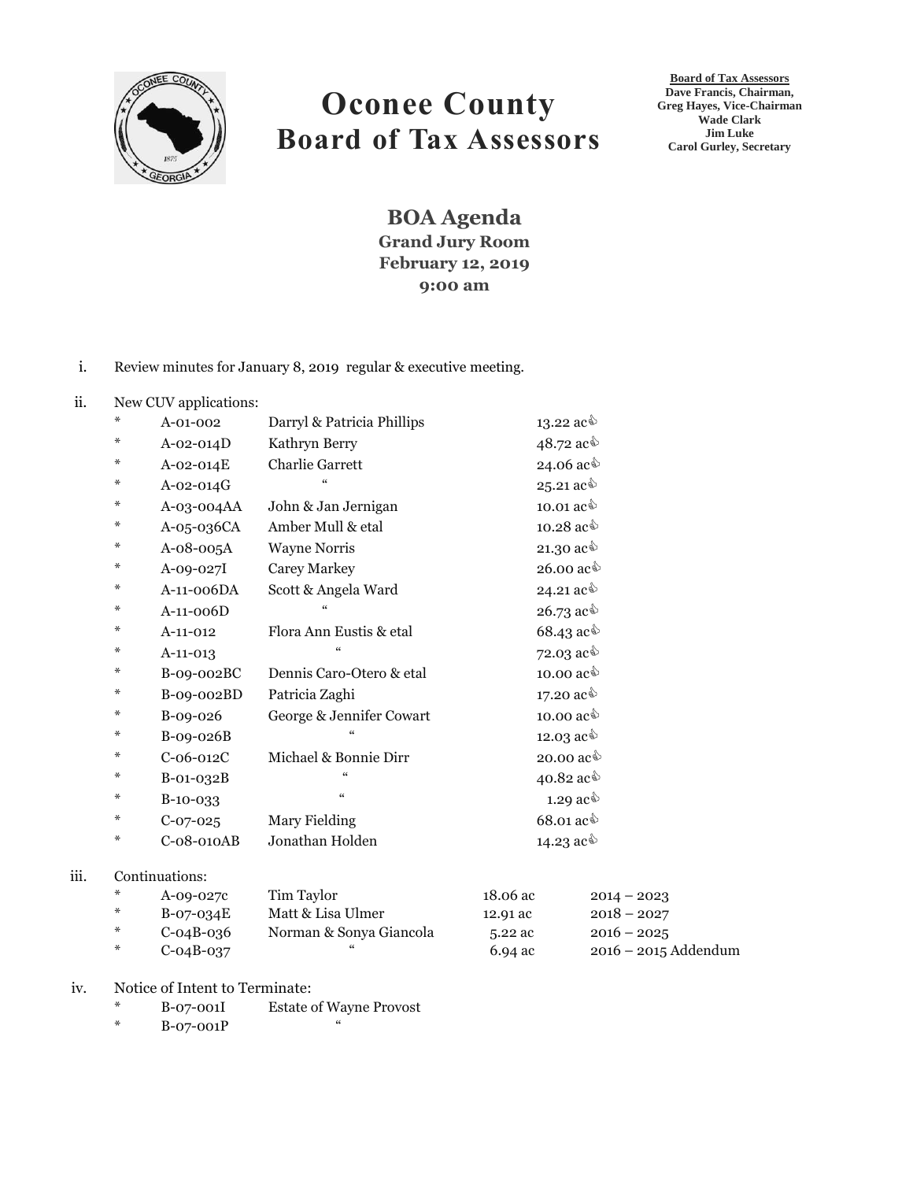# Oconee County
# Board of Tax Assessors

**Board of Tax Assessors**
**Dave Francis, Chairman,**
**Greg Hayes, Vice-Chairman**
**Wade Clark**
**Jim Luke**
**Carol Gurley, Secretary**

## BOA Agenda
**Grand Jury Room**
**February 12, 2019**
**9:00 am**

i. Review minutes for January 8, 2019 regular & executive meeting.

ii. New CUV applications:

| | | | |
|---|---|---|---|
| * | A-01-002 | Darryl & Patricia Phillips | 13.22 ac |
| * | A-02-014D | Kathryn Berry | 48.72 ac |
| * | A-02-014E | Charlie Garrett | 24.06 ac |
| * | A-02-014G | " | 25.21 ac |
| * | A-03-004AA | John & Jan Jernigan | 10.01 ac |
| * | A-05-036CA | Amber Mull & etal | 10.28 ac |
| * | A-08-005A | Wayne Norris | 21.30 ac |
| * | A-09-027I | Carey Markey | 26.00 ac |
| * | A-11-006DA | Scott & Angela Ward | 24.21 ac |
| * | A-11-006D | " | 26.73 ac |
| * | A-11-012 | Flora Ann Eustis & etal | 68.43 ac |
| * | A-11-013 | " | 72.03 ac |
| * | B-09-002BC | Dennis Caro-Otero & etal | 10.00 ac |
| * | B-09-002BD | Patricia Zaghi | 17.20 ac |
| * | B-09-026 | George & Jennifer Cowart | 10.00 ac |
| * | B-09-026B | " | 12.03 ac |
| * | C-06-012C | Michael & Bonnie Dirr | 20.00 ac |
| * | B-01-032B | " | 40.82 ac |
| * | B-10-033 | " | 1.29 ac |
| * | C-07-025 | Mary Fielding | 68.01 ac |
| * | C-08-010AB | Jonathan Holden | 14.23 ac |

iii. Continuations:

| | | | | |
|---|---|---|---|---|
| * | A-09-027c | Tim Taylor | 18.06 ac | 2014 – 2023 |
| * | B-07-034E | Matt & Lisa Ulmer | 12.91 ac | 2018 – 2027 |
| * | C-04B-036 | Norman & Sonya Giancola | 5.22 ac | 2016 – 2025 |
| * | C-04B-037 | " | 6.94 ac | 2016 – 2015 Addendum |

iv. Notice of Intent to Terminate:

| | | |
|---|---|---|
| * | B-07-001I | Estate of Wayne Provost |
| * | B-07-001P | " |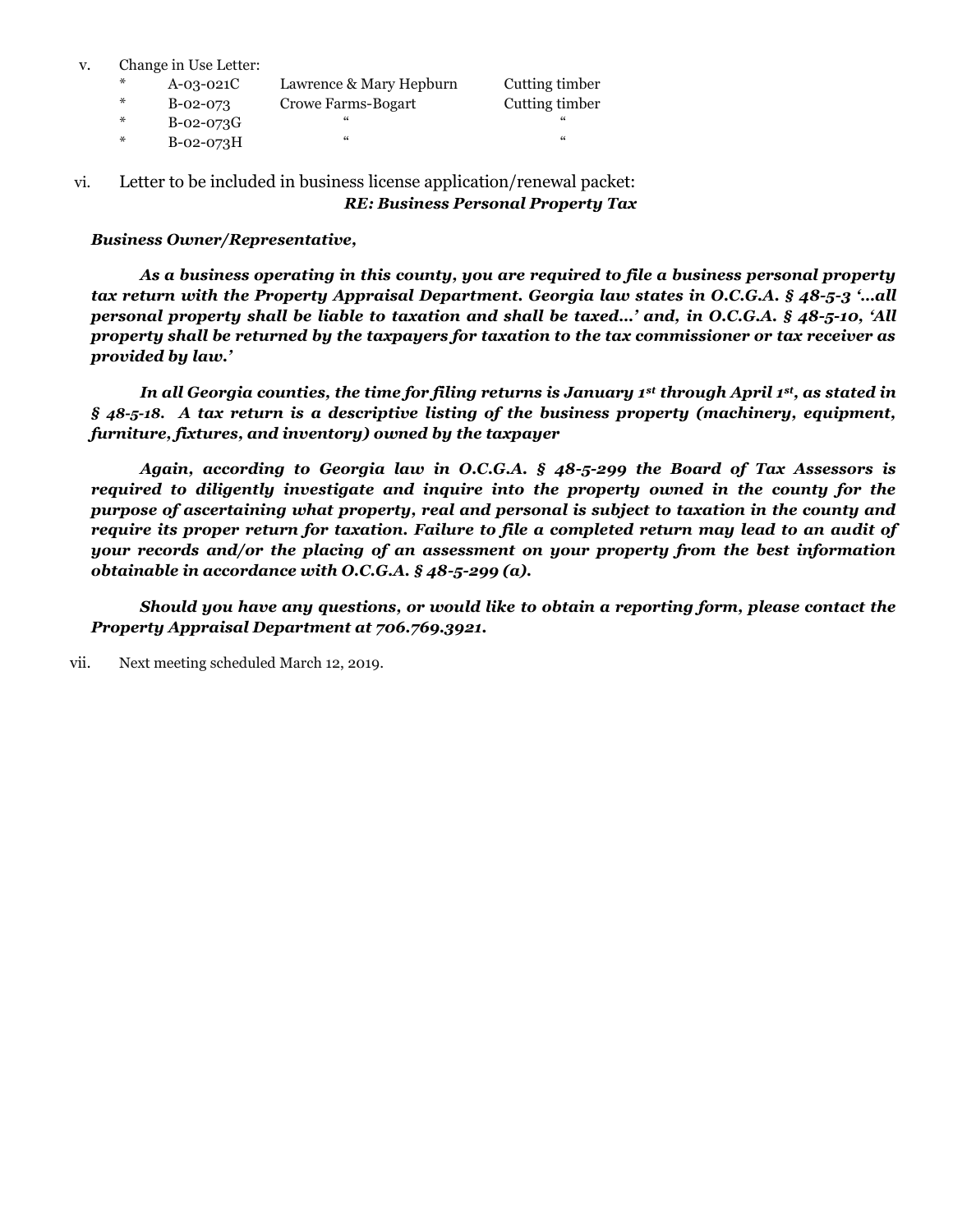v. Change in Use Letter:

| | | | |
|---|---|---|---|
| * | A-03-021C | Lawrence & Mary Hepburn | Cutting timber |
| * | B-02-073 | Crowe Farms-Bogart | Cutting timber |
| * | B-02-073G | " | " |
| * | B-02-073H | " | " |

vi. Letter to be included in business license application/renewal packet:

***RE: Business Personal Property Tax***

***Business Owner/Representative,***

***As a business operating in this county, you are required to file a business personal property tax return with the Property Appraisal Department. Georgia law states in O.C.G.A. § 48-5-3 '…all personal property shall be liable to taxation and shall be taxed…' and, in O.C.G.A. § 48-5-10, 'All property shall be returned by the taxpayers for taxation to the tax commissioner or tax receiver as provided by law.'***

***In all Georgia counties, the time for filing returns is January 1st through April 1st, as stated in § 48-5-18. A tax return is a descriptive listing of the business property (machinery, equipment, furniture, fixtures, and inventory) owned by the taxpayer***

***Again, according to Georgia law in O.C.G.A. § 48-5-299 the Board of Tax Assessors is required to diligently investigate and inquire into the property owned in the county for the purpose of ascertaining what property, real and personal is subject to taxation in the county and require its proper return for taxation. Failure to file a completed return may lead to an audit of your records and/or the placing of an assessment on your property from the best information obtainable in accordance with O.C.G.A. § 48-5-299 (a).***

***Should you have any questions, or would like to obtain a reporting form, please contact the Property Appraisal Department at 706.769.3921.***

vii. Next meeting scheduled March 12, 2019.